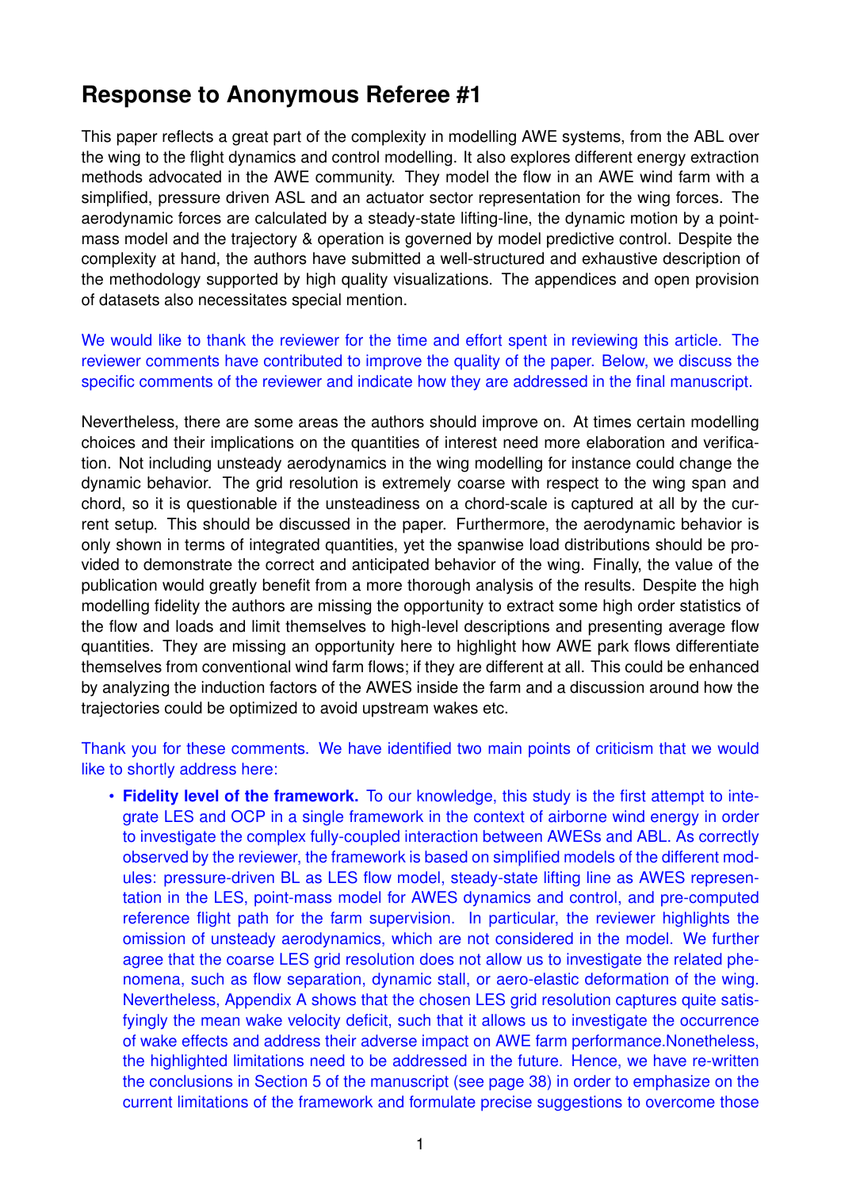# Response to Anonymous Referee #1

This paper reflects a great part of the complexity in modelling AWE systems, from the ABL over the wing to the flight dynamics and control modelling. It also explores different energy extraction methods advocated in the AWE community. They model the flow in an AWE wind farm with a simplified, pressure driven ASL and an actuator sector representation for the wing forces. The aerodynamic forces are calculated by a steady-state lifting-line, the dynamic motion by a point-mass model and the trajectory & operation is governed by model predictive control. Despite the complexity at hand, the authors have submitted a well-structured and exhaustive description of the methodology supported by high quality visualizations. The appendices and open provision of datasets also necessitates special mention.

We would like to thank the reviewer for the time and effort spent in reviewing this article. The reviewer comments have contributed to improve the quality of the paper. Below, we discuss the specific comments of the reviewer and indicate how they are addressed in the final manuscript.

Nevertheless, there are some areas the authors should improve on. At times certain modelling choices and their implications on the quantities of interest need more elaboration and verification. Not including unsteady aerodynamics in the wing modelling for instance could change the dynamic behavior. The grid resolution is extremely coarse with respect to the wing span and chord, so it is questionable if the unsteadiness on a chord-scale is captured at all by the current setup. This should be discussed in the paper. Furthermore, the aerodynamic behavior is only shown in terms of integrated quantities, yet the spanwise load distributions should be provided to demonstrate the correct and anticipated behavior of the wing. Finally, the value of the publication would greatly benefit from a more thorough analysis of the results. Despite the high modelling fidelity the authors are missing the opportunity to extract some high order statistics of the flow and loads and limit themselves to high-level descriptions and presenting average flow quantities. They are missing an opportunity here to highlight how AWE park flows differentiate themselves from conventional wind farm flows; if they are different at all. This could be enhanced by analyzing the induction factors of the AWES inside the farm and a discussion around how the trajectories could be optimized to avoid upstream wakes etc.

Thank you for these comments. We have identified two main points of criticism that we would like to shortly address here:

- **Fidelity level of the framework.** To our knowledge, this study is the first attempt to integrate LES and OCP in a single framework in the context of airborne wind energy in order to investigate the complex fully-coupled interaction between AWESs and ABL. As correctly observed by the reviewer, the framework is based on simplified models of the different modules: pressure-driven BL as LES flow model, steady-state lifting line as AWES representation in the LES, point-mass model for AWES dynamics and control, and pre-computed reference flight path for the farm supervision. In particular, the reviewer highlights the omission of unsteady aerodynamics, which are not considered in the model. We further agree that the coarse LES grid resolution does not allow us to investigate the related phenomena, such as flow separation, dynamic stall, or aero-elastic deformation of the wing. Nevertheless, Appendix A shows that the chosen LES grid resolution captures quite satisfyingly the mean wake velocity deficit, such that it allows us to investigate the occurrence of wake effects and address their adverse impact on AWE farm performance.Nonetheless, the highlighted limitations need to be addressed in the future. Hence, we have re-written the conclusions in Section 5 of the manuscript (see page 38) in order to emphasize on the current limitations of the framework and formulate precise suggestions to overcome those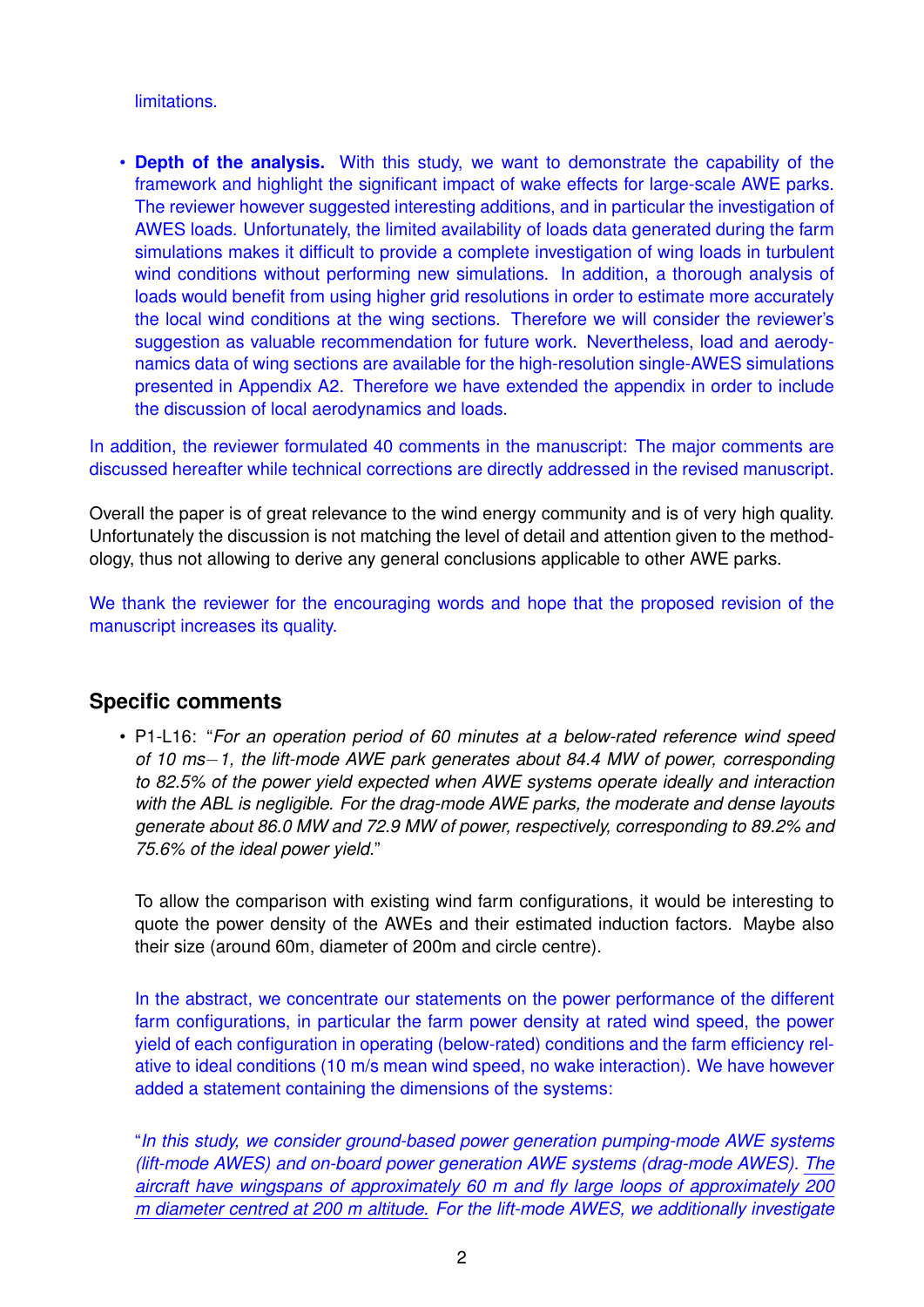limitations.

- **Depth of the analysis.** With this study, we want to demonstrate the capability of the framework and highlight the significant impact of wake effects for large-scale AWE parks. The reviewer however suggested interesting additions, and in particular the investigation of AWES loads. Unfortunately, the limited availability of loads data generated during the farm simulations makes it difficult to provide a complete investigation of wing loads in turbulent wind conditions without performing new simulations. In addition, a thorough analysis of loads would benefit from using higher grid resolutions in order to estimate more accurately the local wind conditions at the wing sections. Therefore we will consider the reviewer's suggestion as valuable recommendation for future work. Nevertheless, load and aerodynamics data of wing sections are available for the high-resolution single-AWES simulations presented in Appendix A2. Therefore we have extended the appendix in order to include the discussion of local aerodynamics and loads.

In addition, the reviewer formulated 40 comments in the manuscript: The major comments are discussed hereafter while technical corrections are directly addressed in the revised manuscript.

Overall the paper is of great relevance to the wind energy community and is of very high quality. Unfortunately the discussion is not matching the level of detail and attention given to the methodology, thus not allowing to derive any general conclusions applicable to other AWE parks.

We thank the reviewer for the encouraging words and hope that the proposed revision of the manuscript increases its quality.

## Specific comments

- P1-L16: "*For an operation period of 60 minutes at a below-rated reference wind speed of 10 ms−1, the lift-mode AWE park generates about 84.4 MW of power, corresponding to 82.5% of the power yield expected when AWE systems operate ideally and interaction with the ABL is negligible. For the drag-mode AWE parks, the moderate and dense layouts generate about 86.0 MW and 72.9 MW of power, respectively, corresponding to 89.2% and 75.6% of the ideal power yield.*"

  To allow the comparison with existing wind farm configurations, it would be interesting to quote the power density of the AWEs and their estimated induction factors. Maybe also their size (around 60m, diameter of 200m and circle centre).

  In the abstract, we concentrate our statements on the power performance of the different farm configurations, in particular the farm power density at rated wind speed, the power yield of each configuration in operating (below-rated) conditions and the farm efficiency relative to ideal conditions (10 m/s mean wind speed, no wake interaction). We have however added a statement containing the dimensions of the systems:

  "*In this study, we consider ground-based power generation pumping-mode AWE systems (lift-mode AWES) and on-board power generation AWE systems (drag-mode AWES). <u>The aircraft have wingspans of approximately 60 m and fly large loops of approximately 200 m diameter centred at 200 m altitude.</u> For the lift-mode AWES, we additionally investigate*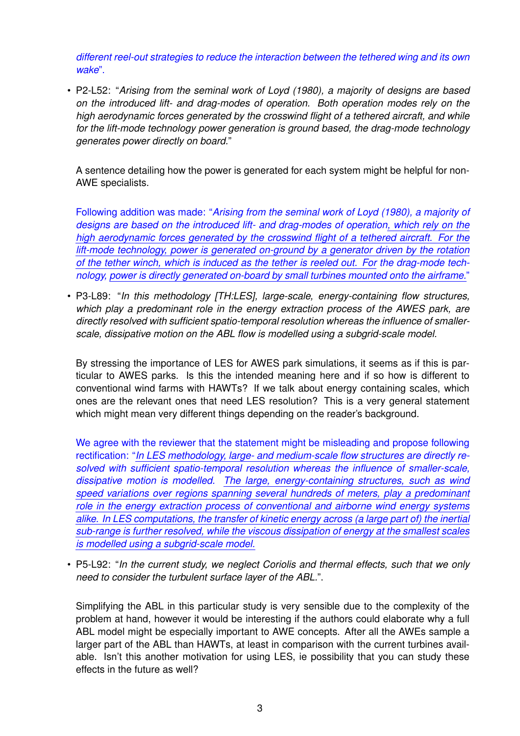*different reel-out strategies to reduce the interaction between the tethered wing and its own wake*".

- P2-L52: "*Arising from the seminal work of Loyd (1980), a majority of designs are based on the introduced lift- and drag-modes of operation. Both operation modes rely on the high aerodynamic forces generated by the crosswind flight of a tethered aircraft, and while for the lift-mode technology power generation is ground based, the drag-mode technology generates power directly on board.*"

  A sentence detailing how the power is generated for each system might be helpful for non-AWE specialists.

  Following addition was made: "*Arising from the seminal work of Loyd (1980), a majority of designs are based on the introduced lift- and drag-modes of operation, which rely on the high aerodynamic forces generated by the crosswind flight of a tethered aircraft. For the lift-mode technology, power is generated on-ground by a generator driven by the rotation of the tether winch, which is induced as the tether is reeled out. For the drag-mode technology, power is directly generated on-board by small turbines mounted onto the airframe.*"

- P3-L89: "*In this methodology [TH:LES], large-scale, energy-containing flow structures, which play a predominant role in the energy extraction process of the AWES park, are directly resolved with sufficient spatio-temporal resolution whereas the influence of smaller-scale, dissipative motion on the ABL flow is modelled using a subgrid-scale model.*

  By stressing the importance of LES for AWES park simulations, it seems as if this is particular to AWES parks. Is this the intended meaning here and if so how is different to conventional wind farms with HAWTs? If we talk about energy containing scales, which ones are the relevant ones that need LES resolution? This is a very general statement which might mean very different things depending on the reader's background.

  We agree with the reviewer that the statement might be misleading and propose following rectification: "*In LES methodology, large- and medium-scale flow structures are directly resolved with sufficient spatio-temporal resolution whereas the influence of smaller-scale, dissipative motion is modelled. The large, energy-containing structures, such as wind speed variations over regions spanning several hundreds of meters, play a predominant role in the energy extraction process of conventional and airborne wind energy systems alike. In LES computations, the transfer of kinetic energy across (a large part of) the inertial sub-range is further resolved, while the viscous dissipation of energy at the smallest scales is modelled using a subgrid-scale model.*

- P5-L92: "*In the current study, we neglect Coriolis and thermal effects, such that we only need to consider the turbulent surface layer of the ABL.*".

  Simplifying the ABL in this particular study is very sensible due to the complexity of the problem at hand, however it would be interesting if the authors could elaborate why a full ABL model might be especially important to AWE concepts. After all the AWEs sample a larger part of the ABL than HAWTs, at least in comparison with the current turbines available. Isn't this another motivation for using LES, ie possibility that you can study these effects in the future as well?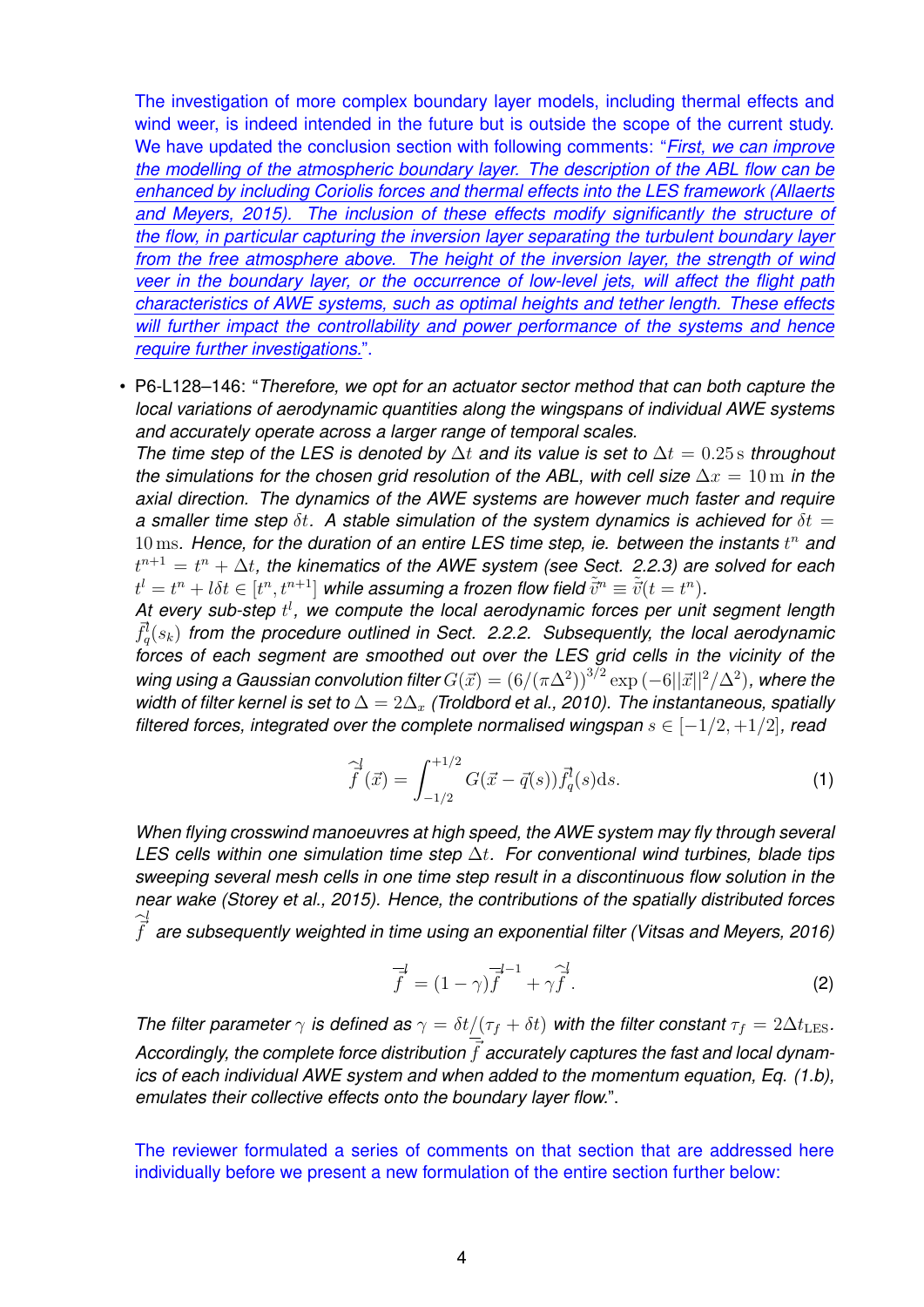The investigation of more complex boundary layer models, including thermal effects and wind weer, is indeed intended in the future but is outside the scope of the current study. We have updated the conclusion section with following comments: "*First, we can improve the modelling of the atmospheric boundary layer. The description of the ABL flow can be enhanced by including Coriolis forces and thermal effects into the LES framework (Allaerts and Meyers, 2015). The inclusion of these effects modify significantly the structure of the flow, in particular capturing the inversion layer separating the turbulent boundary layer from the free atmosphere above. The height of the inversion layer, the strength of wind veer in the boundary layer, or the occurrence of low-level jets, will affect the flight path characteristics of AWE systems, such as optimal heights and tether length. These effects will further impact the controllability and power performance of the systems and hence require further investigations.*".

- P6-L128–146: "*Therefore, we opt for an actuator sector method that can both capture the local variations of aerodynamic quantities along the wingspans of individual AWE systems and accurately operate across a larger range of temporal scales.*

  *The time step of the LES is denoted by $\Delta t$ and its value is set to $\Delta t = 0.25\,\mathrm{s}$ throughout the simulations for the chosen grid resolution of the ABL, with cell size $\Delta x = 10\,\mathrm{m}$ in the axial direction. The dynamics of the AWE systems are however much faster and require a smaller time step $\delta t$. A stable simulation of the system dynamics is achieved for $\delta t = 10\,\mathrm{ms}$. Hence, for the duration of an entire LES time step, ie. between the instants $t^n$ and $t^{n+1} = t^n + \Delta t$, the kinematics of the AWE system (see Sect. 2.2.3) are solved for each $t^l = t^n + l\delta t \in [t^n, t^{n+1}]$ while assuming a frozen flow field $\tilde{\vec{v}}^n \equiv \tilde{\vec{v}}(t = t^n)$.*

  *At every sub-step $t^l$, we compute the local aerodynamic forces per unit segment length $\vec{f}^l_q(s_k)$ from the procedure outlined in Sect. 2.2.2. Subsequently, the local aerodynamic forces of each segment are smoothed out over the LES grid cells in the vicinity of the wing using a Gaussian convolution filter $G(\vec{x}) = (6/(\pi\Delta^2))^{3/2}\exp(-6||\vec{x}||^2/\Delta^2)$, where the width of filter kernel is set to $\Delta = 2\Delta_x$ (Troldbord et al., 2010). The instantaneous, spatially filtered forces, integrated over the complete normalised wingspan $s \in [-1/2, +1/2]$, read*

$$\widehat{\vec{f}}^l(\vec{x}) = \int_{-1/2}^{+1/2} G(\vec{x} - \vec{q}(s))\vec{f}^l_q(s)\mathrm{d}s. \tag{1}$$

  *When flying crosswind manoeuvres at high speed, the AWE system may fly through several LES cells within one simulation time step $\Delta t$. For conventional wind turbines, blade tips sweeping several mesh cells in one time step result in a discontinuous flow solution in the near wake (Storey et al., 2015). Hence, the contributions of the spatially distributed forces $\widehat{\vec{f}}^l$ are subsequently weighted in time using an exponential filter (Vitsas and Meyers, 2016)*

$$\overline{\vec{f}}^l = (1-\gamma)\overline{\vec{f}}^{l-1} + \gamma\widehat{\vec{f}}^l. \tag{2}$$

  *The filter parameter $\gamma$ is defined as $\gamma = \delta t/(\tau_f + \delta t)$ with the filter constant $\tau_f = 2\Delta t_{\mathrm{LES}}$. Accordingly, the complete force distribution $\overline{\vec{f}}$ accurately captures the fast and local dynamics of each individual AWE system and when added to the momentum equation, Eq. (1.b), emulates their collective effects onto the boundary layer flow.*".

The reviewer formulated a series of comments on that section that are addressed here individually before we present a new formulation of the entire section further below: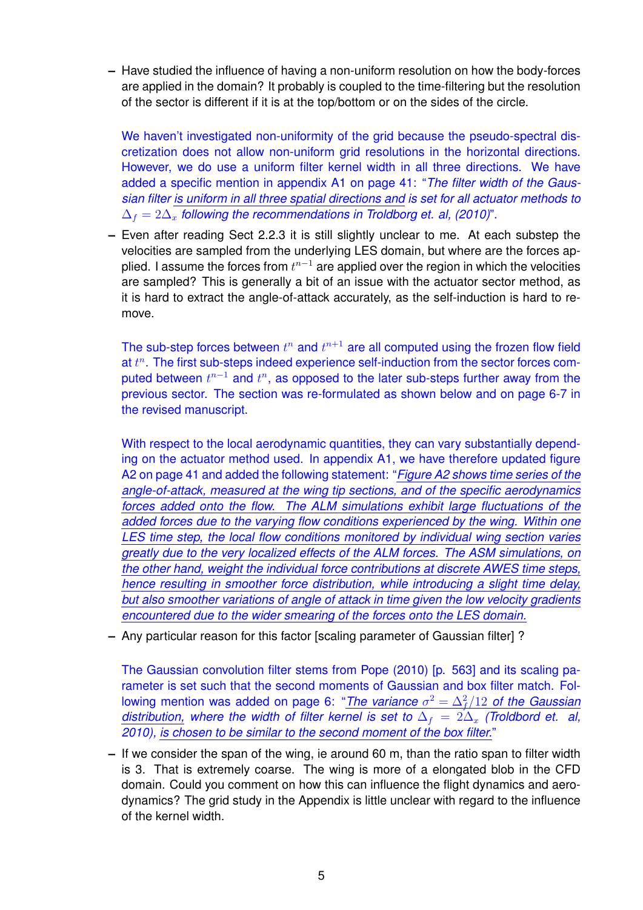- Have studied the influence of having a non-uniform resolution on how the body-forces are applied in the domain? It probably is coupled to the time-filtering but the resolution of the sector is different if it is at the top/bottom or on the sides of the circle.

  We haven't investigated non-uniformity of the grid because the pseudo-spectral discretization does not allow non-uniform grid resolutions in the horizontal directions. However, we do use a uniform filter kernel width in all three directions. We have added a specific mention in appendix A1 on page 41: "*The filter width of the Gaussian filter is uniform in all three spatial directions and is set for all actuator methods to $\Delta_f = 2\Delta_x$ following the recommendations in Troldborg et. al, (2010)*".

- Even after reading Sect 2.2.3 it is still slightly unclear to me. At each substep the velocities are sampled from the underlying LES domain, but where are the forces applied. I assume the forces from $t^{n-1}$ are applied over the region in which the velocities are sampled? This is generally a bit of an issue with the actuator sector method, as it is hard to extract the angle-of-attack accurately, as the self-induction is hard to remove.

  The sub-step forces between $t^n$ and $t^{n+1}$ are all computed using the frozen flow field at $t^n$. The first sub-steps indeed experience self-induction from the sector forces computed between $t^{n-1}$ and $t^n$, as opposed to the later sub-steps further away from the previous sector. The section was re-formulated as shown below and on page 6-7 in the revised manuscript.

  With respect to the local aerodynamic quantities, they can vary substantially depending on the actuator method used. In appendix A1, we have therefore updated figure A2 on page 41 and added the following statement: "*Figure A2 shows time series of the angle-of-attack, measured at the wing tip sections, and of the specific aerodynamics forces added onto the flow. The ALM simulations exhibit large fluctuations of the added forces due to the varying flow conditions experienced by the wing. Within one LES time step, the local flow conditions monitored by individual wing section varies greatly due to the very localized effects of the ALM forces. The ASM simulations, on the other hand, weight the individual force contributions at discrete AWES time steps, hence resulting in smoother force distribution, while introducing a slight time delay, but also smoother variations of angle of attack in time given the low velocity gradients encountered due to the wider smearing of the forces onto the LES domain.*"

- Any particular reason for this factor [scaling parameter of Gaussian filter] ?

  The Gaussian convolution filter stems from Pope (2010) [p. 563] and its scaling parameter is set such that the second moments of Gaussian and box filter match. Following mention was added on page 6: "*The variance $\sigma^2 = \Delta_f^2/12$ of the Gaussian distribution, where the width of filter kernel is set to $\Delta_f = 2\Delta_x$ (Troldborg et. al, 2010), is chosen to be similar to the second moment of the box filter.*"

- If we consider the span of the wing, ie around 60 m, than the ratio span to filter width is 3. That is extremely coarse. The wing is more of a elongated blob in the CFD domain. Could you comment on how this can influence the flight dynamics and aerodynamics? The grid study in the Appendix is little unclear with regard to the influence of the kernel width.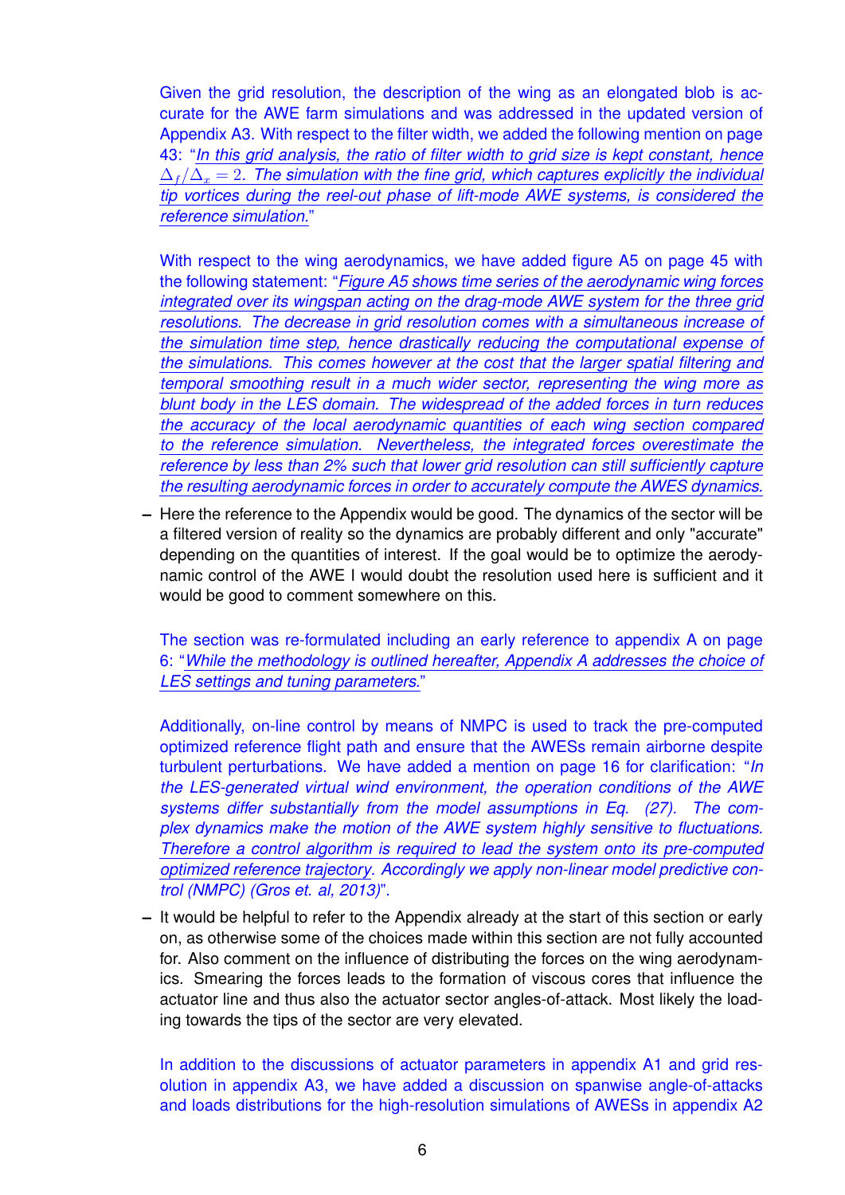Given the grid resolution, the description of the wing as an elongated blob is accurate for the AWE farm simulations and was addressed in the updated version of Appendix A3. With respect to the filter width, we added the following mention on page 43: "*In this grid analysis, the ratio of filter width to grid size is kept constant, hence $\Delta_f/\Delta_x = 2$. The simulation with the fine grid, which captures explicitly the individual tip vortices during the reel-out phase of lift-mode AWE systems, is considered the reference simulation.*"

With respect to the wing aerodynamics, we have added figure A5 on page 45 with the following statement: "*Figure A5 shows time series of the aerodynamic wing forces integrated over its wingspan acting on the drag-mode AWE system for the three grid resolutions. The decrease in grid resolution comes with a simultaneous increase of the simulation time step, hence drastically reducing the computational expense of the simulations. This comes however at the cost that the larger spatial filtering and temporal smoothing result in a much wider sector, representing the wing more as blunt body in the LES domain. The widespread of the added forces in turn reduces the accuracy of the local aerodynamic quantities of each wing section compared to the reference simulation. Nevertheless, the integrated forces overestimate the reference by less than 2% such that lower grid resolution can still sufficiently capture the resulting aerodynamic forces in order to accurately compute the AWES dynamics.*"

- Here the reference to the Appendix would be good. The dynamics of the sector will be a filtered version of reality so the dynamics are probably different and only "accurate" depending on the quantities of interest. If the goal would be to optimize the aerodynamic control of the AWE I would doubt the resolution used here is sufficient and it would be good to comment somewhere on this.

  The section was re-formulated including an early reference to appendix A on page 6: "*While the methodology is outlined hereafter, Appendix A addresses the choice of LES settings and tuning parameters.*"

  Additionally, on-line control by means of NMPC is used to track the pre-computed optimized reference flight path and ensure that the AWESs remain airborne despite turbulent perturbations. We have added a mention on page 16 for clarification: "*In the LES-generated virtual wind environment, the operation conditions of the AWE systems differ substantially from the model assumptions in Eq. (27). The complex dynamics make the motion of the AWE system highly sensitive to fluctuations. Therefore a control algorithm is required to lead the system onto its pre-computed optimized reference trajectory. Accordingly we apply non-linear model predictive control (NMPC) (Gros et. al, 2013)*".

- It would be helpful to refer to the Appendix already at the start of this section or early on, as otherwise some of the choices made within this section are not fully accounted for. Also comment on the influence of distributing the forces on the wing aerodynamics. Smearing the forces leads to the formation of viscous cores that influence the actuator line and thus also the actuator sector angles-of-attack. Most likely the loading towards the tips of the sector are very elevated.

  In addition to the discussions of actuator parameters in appendix A1 and grid resolution in appendix A3, we have added a discussion on spanwise angle-of-attacks and loads distributions for the high-resolution simulations of AWESs in appendix A2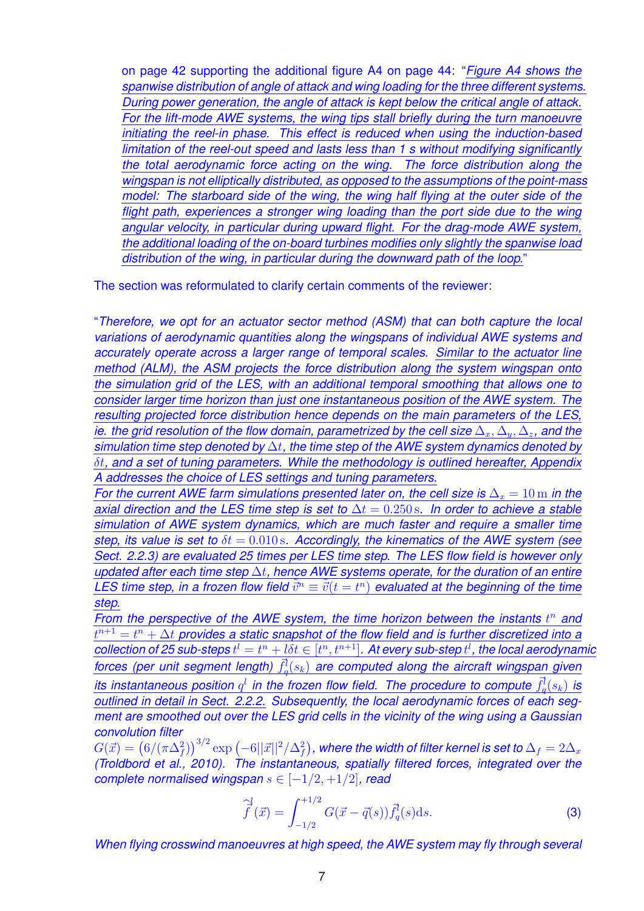on page 42 supporting the additional figure A4 on page 44: "*Figure A4 shows the spanwise distribution of angle of attack and wing loading for the three different systems. During power generation, the angle of attack is kept below the critical angle of attack. For the lift-mode AWE systems, the wing tips stall briefly during the turn manoeuvre initiating the reel-in phase. This effect is reduced when using the induction-based limitation of the reel-out speed and lasts less than 1 s without modifying significantly the total aerodynamic force acting on the wing. The force distribution along the wingspan is not elliptically distributed, as opposed to the assumptions of the point-mass model: The starboard side of the wing, the wing half flying at the outer side of the flight path, experiences a stronger wing loading than the port side due to the wing angular velocity, in particular during upward flight. For the drag-mode AWE system, the additional loading of the on-board turbines modifies only slightly the spanwise load distribution of the wing, in particular during the downward path of the loop.*"

The section was reformulated to clarify certain comments of the reviewer:

"*Therefore, we opt for an actuator sector method (ASM) that can both capture the local variations of aerodynamic quantities along the wingspans of individual AWE systems and accurately operate across a larger range of temporal scales. Similar to the actuator line method (ALM), the ASM projects the force distribution along the system wingspan onto the simulation grid of the LES, with an additional temporal smoothing that allows one to consider larger time horizon than just one instantaneous position of the AWE system. The resulting projected force distribution hence depends on the main parameters of the LES, ie. the grid resolution of the flow domain, parametrized by the cell size $\Delta_x, \Delta_y, \Delta_z$, and the simulation time step denoted by $\Delta t$, the time step of the AWE system dynamics denoted by $\delta t$, and a set of tuning parameters. While the methodology is outlined hereafter, Appendix A addresses the choice of LES settings and tuning parameters.*

*For the current AWE farm simulations presented later on, the cell size is $\Delta_x = 10\,\mathrm{m}$ in the axial direction and the LES time step is set to $\Delta t = 0.250\,\mathrm{s}$. In order to achieve a stable simulation of AWE system dynamics, which are much faster and require a smaller time step, its value is set to $\delta t = 0.010\,\mathrm{s}$. Accordingly, the kinematics of the AWE system (see Sect. 2.2.3) are evaluated 25 times per LES time step. The LES flow field is however only updated after each time step $\Delta t$, hence AWE systems operate, for the duration of an entire LES time step, in a frozen flow field $\tilde{\vec{v}}^n \equiv \tilde{\vec{v}}(t = t^n)$ evaluated at the beginning of the time step.*

*From the perspective of the AWE system, the time horizon between the instants $t^n$ and $t^{n+1} = t^n + \Delta t$ provides a static snapshot of the flow field and is further discretized into a collection of 25 sub-steps $t^l = t^n + l\delta t \in [t^n, t^{n+1}]$. At every sub-step $t^l$, the local aerodynamic forces (per unit segment length) $\vec{f}^l_q(s_k)$ are computed along the aircraft wingspan given its instantaneous position $q^l$ in the frozen flow field. The procedure to compute $\vec{f}^l_q(s_k)$ is outlined in detail in Sect. 2.2.2. Subsequently, the local aerodynamic forces of each segment are smoothed out over the LES grid cells in the vicinity of the wing using a Gaussian convolution filter*
*$G(\vec{x}) = \left(6/(\pi\Delta_f^2)\right)^{3/2} \exp\left(-6\|\vec{x}\|^2/\Delta_f^2\right)$, where the width of filter kernel is set to $\Delta_f = 2\Delta_x$ (Troldbord et al., 2010). The instantaneous, spatially filtered forces, integrated over the complete normalised wingspan $s \in [-1/2, +1/2]$, read*

$$\hat{\vec{f}}^l(\vec{x}) = \int_{-1/2}^{+1/2} G(\vec{x} - \vec{q}(s))\vec{f}^l_q(s)\mathrm{d}s. \quad (3)$$

*When flying crosswind manoeuvres at high speed, the AWE system may fly through several*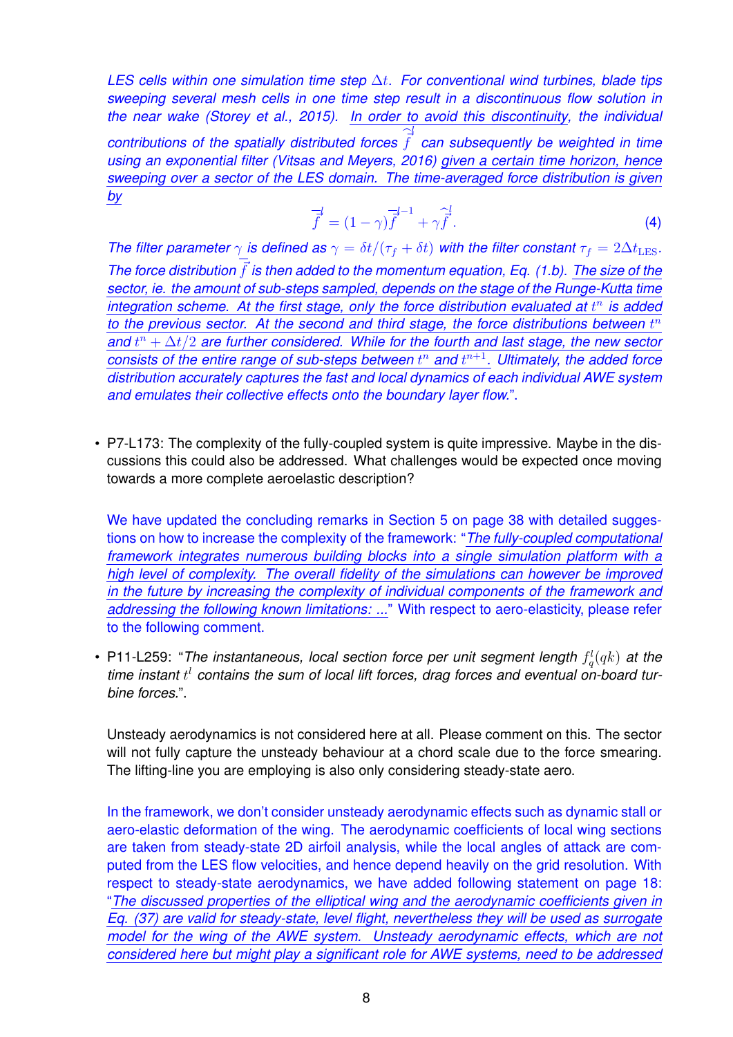*LES cells within one simulation time step $\Delta t$. For conventional wind turbines, blade tips sweeping several mesh cells in one time step result in a discontinuous flow solution in the near wake (Storey et al., 2015). In order to avoid this discontinuity, the individual contributions of the spatially distributed forces $\widehat{\vec{f}}^{l}$ can subsequently be weighted in time using an exponential filter (Vitsas and Meyers, 2016) given a certain time horizon, hence sweeping over a sector of the LES domain. The time-averaged force distribution is given by*

$$\overline{\vec{f}}^{l} = (1-\gamma)\overline{\vec{f}}^{l-1} + \gamma\widehat{\vec{f}}^{l}. \tag{4}$$

*The filter parameter $\gamma$ is defined as $\gamma = \delta t/(\tau_f + \delta t)$ with the filter constant $\tau_f = 2\Delta t_{\mathrm{LES}}$. The force distribution $\overline{\vec{f}}$ is then added to the momentum equation, Eq. (1.b). The size of the sector, ie. the amount of sub-steps sampled, depends on the stage of the Runge-Kutta time integration scheme. At the first stage, only the force distribution evaluated at $t^n$ is added to the previous sector. At the second and third stage, the force distributions between $t^n$ and $t^n + \Delta t/2$ are further considered. While for the fourth and last stage, the new sector consists of the entire range of sub-steps between $t^n$ and $t^{n+1}$. Ultimately, the added force distribution accurately captures the fast and local dynamics of each individual AWE system and emulates their collective effects onto the boundary layer flow.*".

- P7-L173: The complexity of the fully-coupled system is quite impressive. Maybe in the discussions this could also be addressed. What challenges would be expected once moving towards a more complete aeroelastic description?

  We have updated the concluding remarks in Section 5 on page 38 with detailed suggestions on how to increase the complexity of the framework: "*The fully-coupled computational framework integrates numerous building blocks into a single simulation platform with a high level of complexity. The overall fidelity of the simulations can however be improved in the future by increasing the complexity of individual components of the framework and addressing the following known limitations: ...*" With respect to aero-elasticity, please refer to the following comment.

- P11-L259: "*The instantaneous, local section force per unit segment length $f_q^l(qk)$ at the time instant $t^l$ contains the sum of local lift forces, drag forces and eventual on-board turbine forces.*".

  Unsteady aerodynamics is not considered here at all. Please comment on this. The sector will not fully capture the unsteady behaviour at a chord scale due to the force smearing. The lifting-line you are employing is also only considering steady-state aero.

  In the framework, we don't consider unsteady aerodynamic effects such as dynamic stall or aero-elastic deformation of the wing. The aerodynamic coefficients of local wing sections are taken from steady-state 2D airfoil analysis, while the local angles of attack are computed from the LES flow velocities, and hence depend heavily on the grid resolution. With respect to steady-state aerodynamics, we have added following statement on page 18: "*The discussed properties of the elliptical wing and the aerodynamic coefficients given in Eq. (37) are valid for steady-state, level flight, nevertheless they will be used as surrogate model for the wing of the AWE system. Unsteady aerodynamic effects, which are not considered here but might play a significant role for AWE systems, need to be addressed*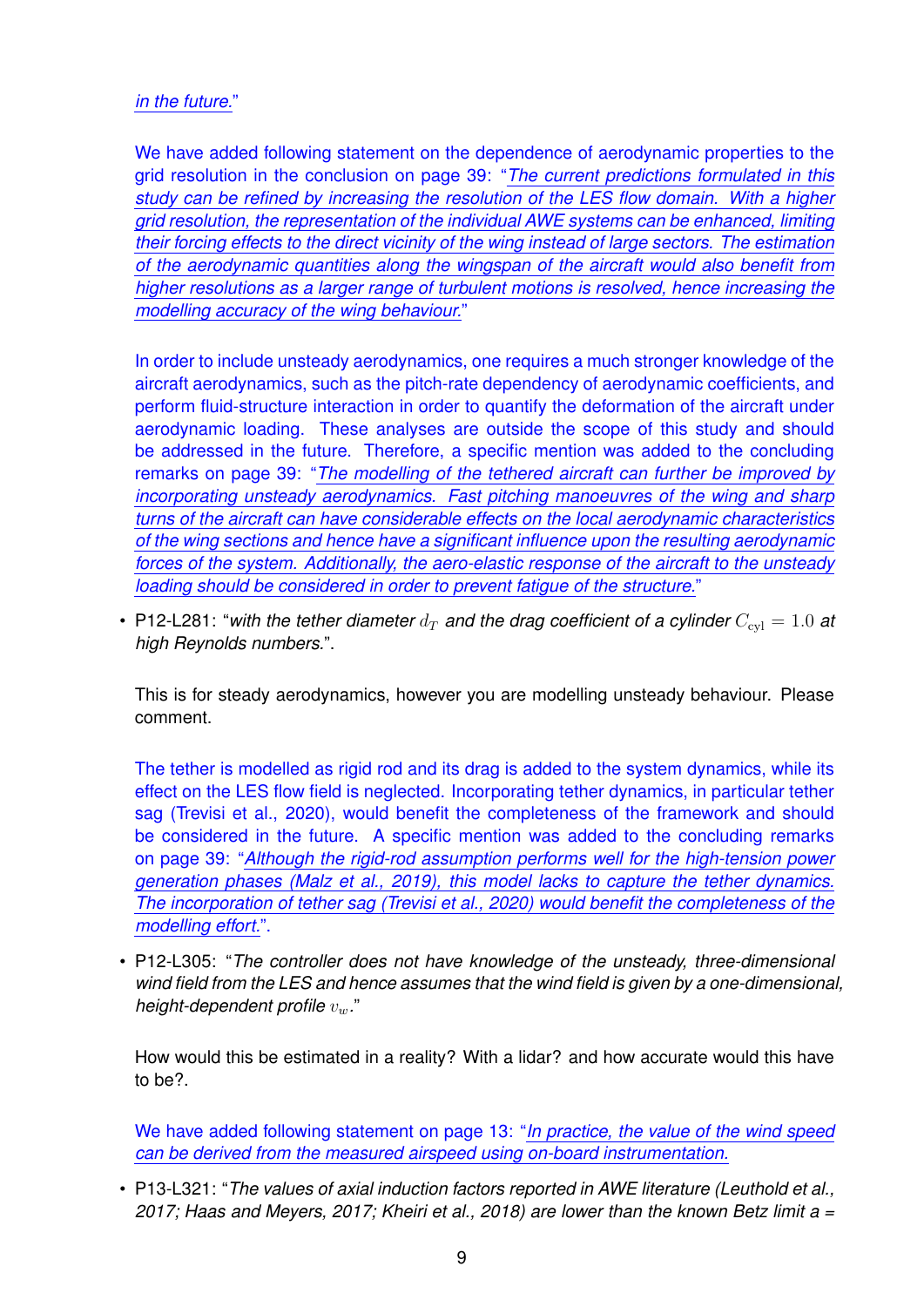*in the future.*"

We have added following statement on the dependence of aerodynamic properties to the grid resolution in the conclusion on page 39: "*The current predictions formulated in this study can be refined by increasing the resolution of the LES flow domain. With a higher grid resolution, the representation of the individual AWE systems can be enhanced, limiting their forcing effects to the direct vicinity of the wing instead of large sectors. The estimation of the aerodynamic quantities along the wingspan of the aircraft would also benefit from higher resolutions as a larger range of turbulent motions is resolved, hence increasing the modelling accuracy of the wing behaviour.*"

In order to include unsteady aerodynamics, one requires a much stronger knowledge of the aircraft aerodynamics, such as the pitch-rate dependency of aerodynamic coefficients, and perform fluid-structure interaction in order to quantify the deformation of the aircraft under aerodynamic loading. These analyses are outside the scope of this study and should be addressed in the future. Therefore, a specific mention was added to the concluding remarks on page 39: "*The modelling of the tethered aircraft can further be improved by incorporating unsteady aerodynamics. Fast pitching manoeuvres of the wing and sharp turns of the aircraft can have considerable effects on the local aerodynamic characteristics of the wing sections and hence have a significant influence upon the resulting aerodynamic forces of the system. Additionally, the aero-elastic response of the aircraft to the unsteady loading should be considered in order to prevent fatigue of the structure.*"

- P12-L281: "*with the tether diameter $d_T$ and the drag coefficient of a cylinder $C_{\mathrm{cyl}} = 1.0$ at high Reynolds numbers.*".

  This is for steady aerodynamics, however you are modelling unsteady behaviour. Please comment.

  The tether is modelled as rigid rod and its drag is added to the system dynamics, while its effect on the LES flow field is neglected. Incorporating tether dynamics, in particular tether sag (Trevisi et al., 2020), would benefit the completeness of the framework and should be considered in the future. A specific mention was added to the concluding remarks on page 39: "*Although the rigid-rod assumption performs well for the high-tension power generation phases (Malz et al., 2019), this model lacks to capture the tether dynamics. The incorporation of tether sag (Trevisi et al., 2020) would benefit the completeness of the modelling effort.*".

- P12-L305: "*The controller does not have knowledge of the unsteady, three-dimensional wind field from the LES and hence assumes that the wind field is given by a one-dimensional, height-dependent profile $v_w$.*"

  How would this be estimated in a reality? With a lidar? and how accurate would this have to be?.

  We have added following statement on page 13: "*In practice, the value of the wind speed can be derived from the measured airspeed using on-board instrumentation.*

- P13-L321: "*The values of axial induction factors reported in AWE literature (Leuthold et al., 2017; Haas and Meyers, 2017; Kheiri et al., 2018) are lower than the known Betz limit a =*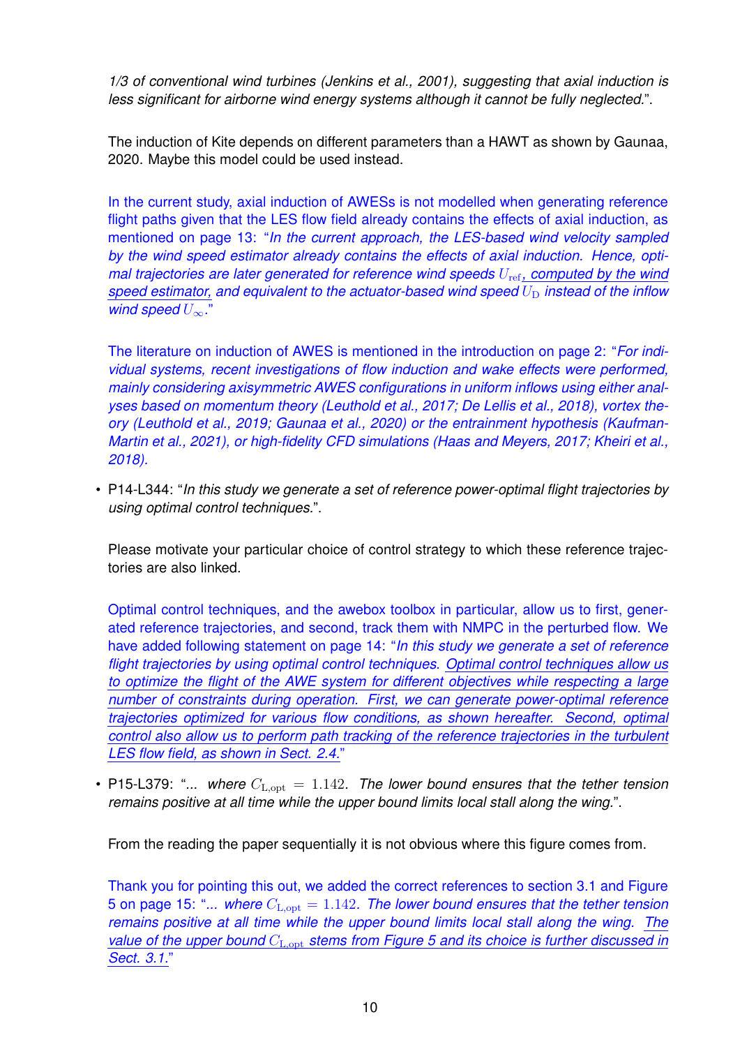*1/3 of conventional wind turbines (Jenkins et al., 2001), suggesting that axial induction is less significant for airborne wind energy systems although it cannot be fully neglected.*".

The induction of Kite depends on different parameters than a HAWT as shown by Gaunaa, 2020. Maybe this model could be used instead.

In the current study, axial induction of AWESs is not modelled when generating reference flight paths given that the LES flow field already contains the effects of axial induction, as mentioned on page 13: "*In the current approach, the LES-based wind velocity sampled by the wind speed estimator already contains the effects of axial induction. Hence, optimal trajectories are later generated for reference wind speeds $U_{\text{ref}}$, computed by the wind speed estimator, and equivalent to the actuator-based wind speed $U_{\text{D}}$ instead of the inflow wind speed $U_{\infty}$.*"

The literature on induction of AWES is mentioned in the introduction on page 2: "*For individual systems, recent investigations of flow induction and wake effects were performed, mainly considering axisymmetric AWES configurations in uniform inflows using either analyses based on momentum theory (Leuthold et al., 2017; De Lellis et al., 2018), vortex theory (Leuthold et al., 2019; Gaunaa et al., 2020) or the entrainment hypothesis (Kaufman-Martin et al., 2021), or high-fidelity CFD simulations (Haas and Meyers, 2017; Kheiri et al., 2018).*

- P14-L344: "*In this study we generate a set of reference power-optimal flight trajectories by using optimal control techniques.*".

  Please motivate your particular choice of control strategy to which these reference trajectories are also linked.

  Optimal control techniques, and the awebox toolbox in particular, allow us to first, generated reference trajectories, and second, track them with NMPC in the perturbed flow. We have added following statement on page 14: "*In this study we generate a set of reference flight trajectories by using optimal control techniques. Optimal control techniques allow us to optimize the flight of the AWE system for different objectives while respecting a large number of constraints during operation. First, we can generate power-optimal reference trajectories optimized for various flow conditions, as shown hereafter. Second, optimal control also allow us to perform path tracking of the reference trajectories in the turbulent LES flow field, as shown in Sect. 2.4.*"

- P15-L379: "*... where $C_{\text{L,opt}} = 1.142$. The lower bound ensures that the tether tension remains positive at all time while the upper bound limits local stall along the wing.*".

  From the reading the paper sequentially it is not obvious where this figure comes from.

  Thank you for pointing this out, we added the correct references to section 3.1 and Figure 5 on page 15: "*... where $C_{\text{L,opt}} = 1.142$. The lower bound ensures that the tether tension remains positive at all time while the upper bound limits local stall along the wing. The value of the upper bound $C_{\text{L,opt}}$ stems from Figure 5 and its choice is further discussed in Sect. 3.1.*"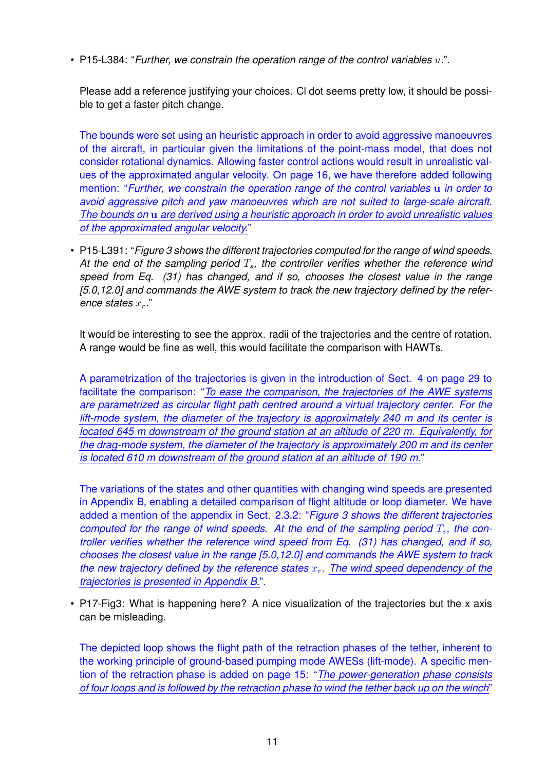- P15-L384: "*Further, we constrain the operation range of the control variables $u$.*".

  Please add a reference justifying your choices. Cl dot seems pretty low, it should be possible to get a faster pitch change.

  The bounds were set using an heuristic approach in order to avoid aggressive manoeuvres of the aircraft, in particular given the limitations of the point-mass model, that does not consider rotational dynamics. Allowing faster control actions would result in unrealistic values of the approximated angular velocity. On page 16, we have therefore added following mention: "*Further, we constrain the operation range of the control variables $\mathbf{u}$ in order to avoid aggressive pitch and yaw manoeuvres which are not suited to large-scale aircraft. The bounds on $\mathbf{u}$ are derived using a heuristic approach in order to avoid unrealistic values of the approximated angular velocity.*"

- P15-L391: "*Figure 3 shows the different trajectories computed for the range of wind speeds. At the end of the sampling period $T_s$, the controller verifies whether the reference wind speed from Eq. (31) has changed, and if so, chooses the closest value in the range [5.0,12.0] and commands the AWE system to track the new trajectory defined by the reference states $x_r$.*"

  It would be interesting to see the approx. radii of the trajectories and the centre of rotation. A range would be fine as well, this would facilitate the comparison with HAWTs.

  A parametrization of the trajectories is given in the introduction of Sect. 4 on page 29 to facilitate the comparison: "*To ease the comparison, the trajectories of the AWE systems are parametrized as circular flight path centred around a virtual trajectory center. For the lift-mode system, the diameter of the trajectory is approximately 240 m and its center is located 645 m downstream of the ground station at an altitude of 220 m. Equivalently, for the drag-mode system, the diameter of the trajectory is approximately 200 m and its center is located 610 m downstream of the ground station at an altitude of 190 m.*"

  The variations of the states and other quantities with changing wind speeds are presented in Appendix B, enabling a detailed comparison of flight altitude or loop diameter. We have added a mention of the appendix in Sect. 2.3.2: "*Figure 3 shows the different trajectories computed for the range of wind speeds. At the end of the sampling period $T_s$, the controller verifies whether the reference wind speed from Eq. (31) has changed, and if so, chooses the closest value in the range [5.0,12.0] and commands the AWE system to track the new trajectory defined by the reference states $x_r$. The wind speed dependency of the trajectories is presented in Appendix B.*".

- P17-Fig3: What is happening here? A nice visualization of the trajectories but the x axis can be misleading.

  The depicted loop shows the flight path of the retraction phases of the tether, inherent to the working principle of ground-based pumping mode AWESs (lift-mode). A specific mention of the retraction phase is added on page 15: "*The power-generation phase consists of four loops and is followed by the retraction phase to wind the tether back up on the winch*"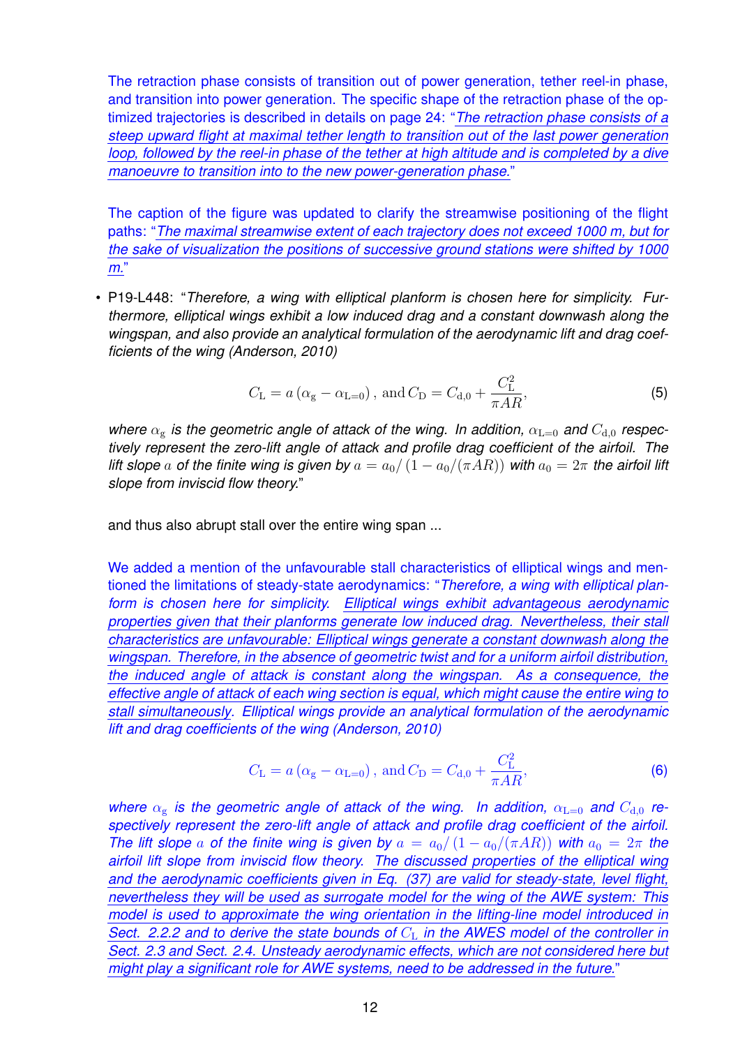The retraction phase consists of transition out of power generation, tether reel-in phase, and transition into power generation. The specific shape of the retraction phase of the optimized trajectories is described in details on page 24: "*The retraction phase consists of a steep upward flight at maximal tether length to transition out of the last power generation loop, followed by the reel-in phase of the tether at high altitude and is completed by a dive manoeuvre to transition into to the new power-generation phase.*"

The caption of the figure was updated to clarify the streamwise positioning of the flight paths: "*The maximal streamwise extent of each trajectory does not exceed 1000 m, but for the sake of visualization the positions of successive ground stations were shifted by 1000 m.*"

- P19-L448: "*Therefore, a wing with elliptical planform is chosen here for simplicity. Furthermore, elliptical wings exhibit a low induced drag and a constant downwash along the wingspan, and also provide an analytical formulation of the aerodynamic lift and drag coefficients of the wing (Anderson, 2010)*

$$C_\mathrm{L} = a\left(\alpha_\mathrm{g} - \alpha_{\mathrm{L}=0}\right), \text{ and } C_\mathrm{D} = C_{\mathrm{d},0} + \frac{C_\mathrm{L}^2}{\pi AR}, \tag{5}$$

*where $\alpha_\mathrm{g}$ is the geometric angle of attack of the wing. In addition, $\alpha_{\mathrm{L}=0}$ and $C_{\mathrm{d},0}$ respectively represent the zero-lift angle of attack and profile drag coefficient of the airfoil. The lift slope $a$ of the finite wing is given by $a = a_0/\left(1 - a_0/(\pi AR)\right)$ with $a_0 = 2\pi$ the airfoil lift slope from inviscid flow theory.*"

and thus also abrupt stall over the entire wing span ...

We added a mention of the unfavourable stall characteristics of elliptical wings and mentioned the limitations of steady-state aerodynamics: "*Therefore, a wing with elliptical planform is chosen here for simplicity. Elliptical wings exhibit advantageous aerodynamic properties given that their planforms generate low induced drag. Nevertheless, their stall characteristics are unfavourable: Elliptical wings generate a constant downwash along the wingspan. Therefore, in the absence of geometric twist and for a uniform airfoil distribution, the induced angle of attack is constant along the wingspan. As a consequence, the effective angle of attack of each wing section is equal, which might cause the entire wing to stall simultaneously. Elliptical wings provide an analytical formulation of the aerodynamic lift and drag coefficients of the wing (Anderson, 2010)*

$$C_\mathrm{L} = a\left(\alpha_\mathrm{g} - \alpha_{\mathrm{L}=0}\right), \text{ and } C_\mathrm{D} = C_{\mathrm{d},0} + \frac{C_\mathrm{L}^2}{\pi AR}, \tag{6}$$

*where $\alpha_\mathrm{g}$ is the geometric angle of attack of the wing. In addition, $\alpha_{\mathrm{L}=0}$ and $C_{\mathrm{d},0}$ respectively represent the zero-lift angle of attack and profile drag coefficient of the airfoil. The lift slope $a$ of the finite wing is given by $a = a_0/\left(1 - a_0/(\pi AR)\right)$ with $a_0 = 2\pi$ the airfoil lift slope from inviscid flow theory. The discussed properties of the elliptical wing and the aerodynamic coefficients given in Eq. (37) are valid for steady-state, level flight, nevertheless they will be used as surrogate model for the wing of the AWE system: This model is used to approximate the wing orientation in the lifting-line model introduced in Sect. 2.2.2 and to derive the state bounds of $C_\mathrm{L}$ in the AWES model of the controller in Sect. 2.3 and Sect. 2.4. Unsteady aerodynamic effects, which are not considered here but might play a significant role for AWE systems, need to be addressed in the future.*"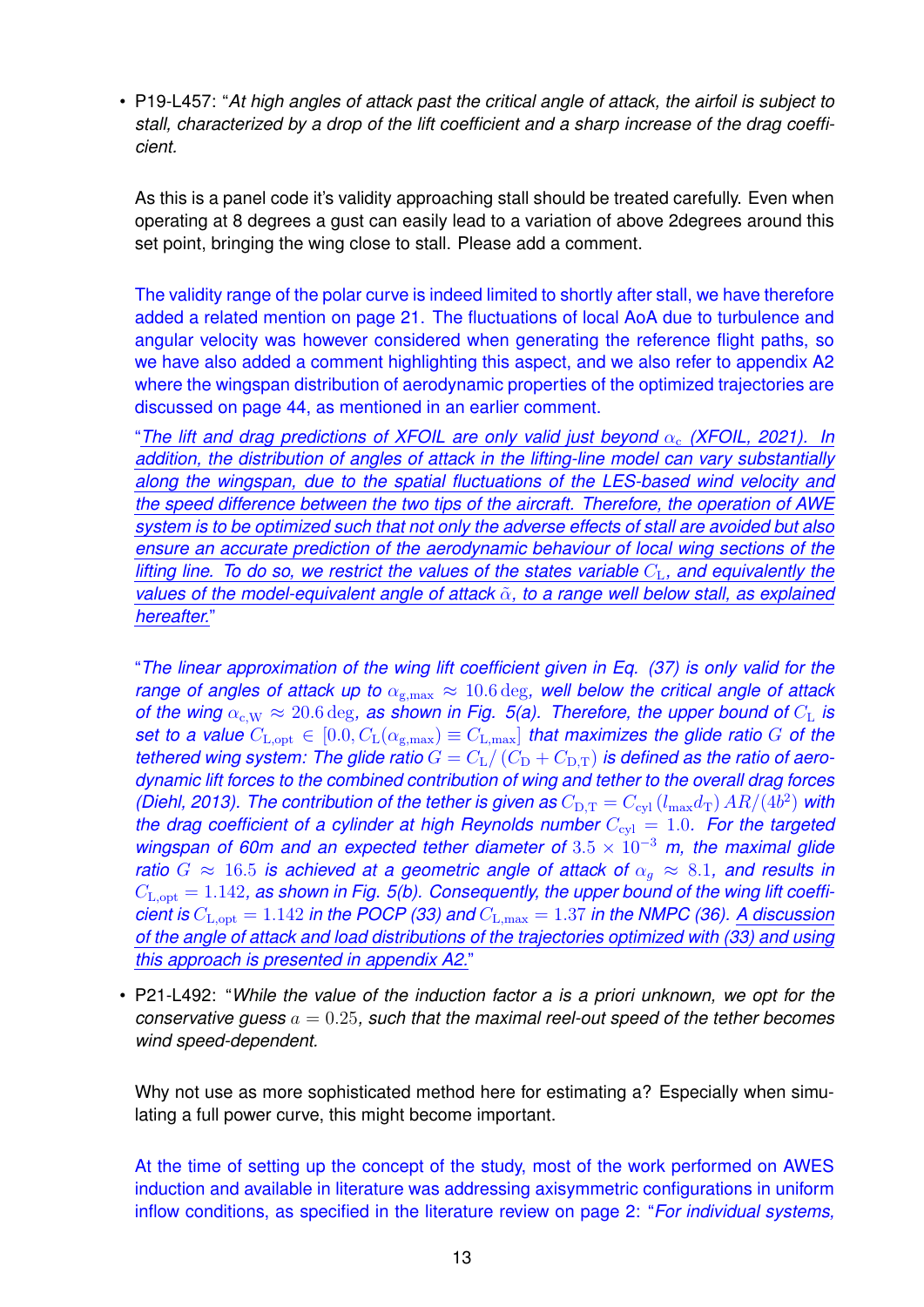- P19-L457: "*At high angles of attack past the critical angle of attack, the airfoil is subject to stall, characterized by a drop of the lift coefficient and a sharp increase of the drag coefficient.*

  As this is a panel code it's validity approaching stall should be treated carefully. Even when operating at 8 degrees a gust can easily lead to a variation of above 2degrees around this set point, bringing the wing close to stall. Please add a comment.

  The validity range of the polar curve is indeed limited to shortly after stall, we have therefore added a related mention on page 21. The fluctuations of local AoA due to turbulence and angular velocity was however considered when generating the reference flight paths, so we have also added a comment highlighting this aspect, and we also refer to appendix A2 where the wingspan distribution of aerodynamic properties of the optimized trajectories are discussed on page 44, as mentioned in an earlier comment.

  "*The lift and drag predictions of XFOIL are only valid just beyond $\alpha_c$ (XFOIL, 2021). In addition, the distribution of angles of attack in the lifting-line model can vary substantially along the wingspan, due to the spatial fluctuations of the LES-based wind velocity and the speed difference between the two tips of the aircraft. Therefore, the operation of AWE system is to be optimized such that not only the adverse effects of stall are avoided but also ensure an accurate prediction of the aerodynamic behaviour of local wing sections of the lifting line. To do so, we restrict the values of the states variable $C_L$, and equivalently the values of the model-equivalent angle of attack $\tilde{\alpha}$, to a range well below stall, as explained hereafter.*"

  "*The linear approximation of the wing lift coefficient given in Eq. (37) is only valid for the range of angles of attack up to $\alpha_{g,max} \approx 10.6\,\mathrm{deg}$, well below the critical angle of attack of the wing $\alpha_{c,W} \approx 20.6\,\mathrm{deg}$, as shown in Fig. 5(a). Therefore, the upper bound of $C_L$ is set to a value $C_{L,opt} \in [0.0, C_L(\alpha_{g,max}) \equiv C_{L,max}]$ that maximizes the glide ratio $G$ of the tethered wing system: The glide ratio $G = C_L/(C_D + C_{D,T})$ is defined as the ratio of aerodynamic lift forces to the combined contribution of wing and tether to the overall drag forces (Diehl, 2013). The contribution of the tether is given as $C_{D,T} = C_{cyl}(l_{max} d_T) AR/(4b^2)$ with the drag coefficient of a cylinder at high Reynolds number $C_{cyl} = 1.0$. For the targeted wingspan of 60m and an expected tether diameter of $3.5 \times 10^{-3}$ m, the maximal glide ratio $G \approx 16.5$ is achieved at a geometric angle of attack of $\alpha_g \approx 8.1$, and results in $C_{L,opt} = 1.142$, as shown in Fig. 5(b). Consequently, the upper bound of the wing lift coefficient is $C_{L,opt} = 1.142$ in the POCP (33) and $C_{L,max} = 1.37$ in the NMPC (36). A discussion of the angle of attack and load distributions of the trajectories optimized with (33) and using this approach is presented in appendix A2.*"

- P21-L492: "*While the value of the induction factor a is a priori unknown, we opt for the conservative guess $a = 0.25$, such that the maximal reel-out speed of the tether becomes wind speed-dependent.*

  Why not use as more sophisticated method here for estimating a? Especially when simulating a full power curve, this might become important.

  At the time of setting up the concept of the study, most of the work performed on AWES induction and available in literature was addressing axisymmetric configurations in uniform inflow conditions, as specified in the literature review on page 2: "*For individual systems,*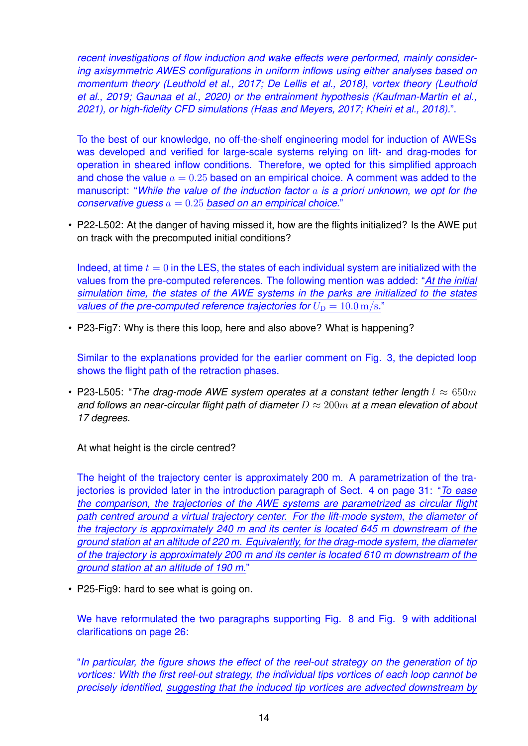*recent investigations of flow induction and wake effects were performed, mainly considering axisymmetric AWES configurations in uniform inflows using either analyses based on momentum theory (Leuthold et al., 2017; De Lellis et al., 2018), vortex theory (Leuthold et al., 2019; Gaunaa et al., 2020) or the entrainment hypothesis (Kaufman-Martin et al., 2021), or high-fidelity CFD simulations (Haas and Meyers, 2017; Kheiri et al., 2018).*".

To the best of our knowledge, no off-the-shelf engineering model for induction of AWESs was developed and verified for large-scale systems relying on lift- and drag-modes for operation in sheared inflow conditions. Therefore, we opted for this simplified approach and chose the value $a = 0.25$ based on an empirical choice. A comment was added to the manuscript: "*While the value of the induction factor $a$ is a priori unknown, we opt for the conservative guess $a = 0.25$ based on an empirical choice.*"

- P22-L502: At the danger of having missed it, how are the flights initialized? Is the AWE put on track with the precomputed initial conditions?

  Indeed, at time $t = 0$ in the LES, the states of each individual system are initialized with the values from the pre-computed references. The following mention was added: "*At the initial simulation time, the states of the AWE systems in the parks are initialized to the states values of the pre-computed reference trajectories for $U_\mathrm{D} = 10.0\,\mathrm{m/s}$.*"

- P23-Fig7: Why is there this loop, here and also above? What is happening?

  Similar to the explanations provided for the earlier comment on Fig. 3, the depicted loop shows the flight path of the retraction phases.

- P23-L505: "*The drag-mode AWE system operates at a constant tether length $l \approx 650m$ and follows an near-circular flight path of diameter $D \approx 200m$ at a mean elevation of about 17 degrees.*

  At what height is the circle centred?

  The height of the trajectory center is approximately 200 m. A parametrization of the trajectories is provided later in the introduction paragraph of Sect. 4 on page 31: "*To ease the comparison, the trajectories of the AWE systems are parametrized as circular flight path centred around a virtual trajectory center. For the lift-mode system, the diameter of the trajectory is approximately 240 m and its center is located 645 m downstream of the ground station at an altitude of 220 m. Equivalently, for the drag-mode system, the diameter of the trajectory is approximately 200 m and its center is located 610 m downstream of the ground station at an altitude of 190 m.*"

- P25-Fig9: hard to see what is going on.

  We have reformulated the two paragraphs supporting Fig. 8 and Fig. 9 with additional clarifications on page 26:

  "*In particular, the figure shows the effect of the reel-out strategy on the generation of tip vortices: With the first reel-out strategy, the individual tips vortices of each loop cannot be precisely identified, suggesting that the induced tip vortices are advected downstream by*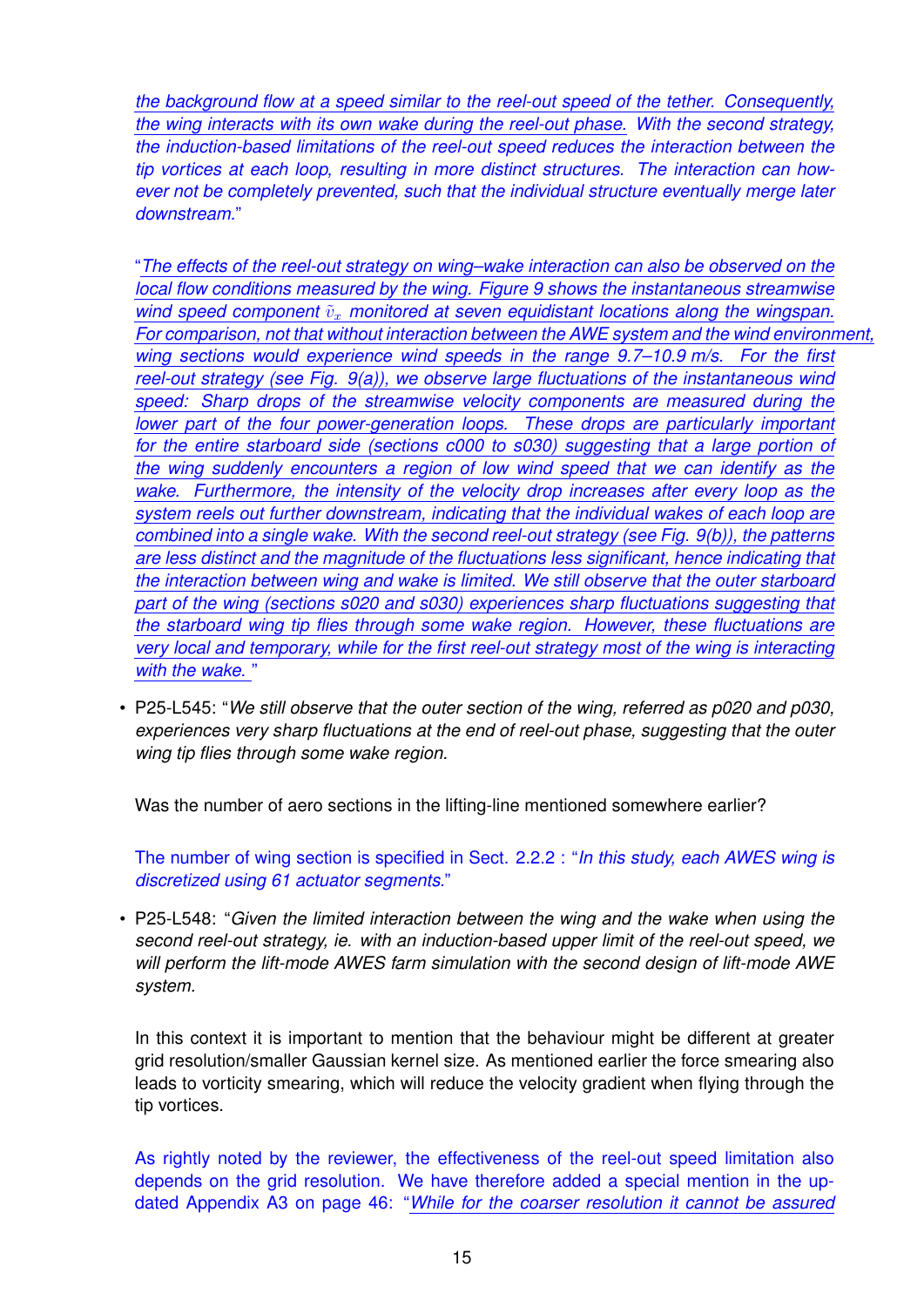"*the background flow at a speed similar to the reel-out speed of the tether. Consequently, the wing interacts with its own wake during the reel-out phase. With the second strategy, the induction-based limitations of the reel-out speed reduces the interaction between the tip vortices at each loop, resulting in more distinct structures. The interaction can however not be completely prevented, such that the individual structure eventually merge later downstream.*"

"*The effects of the reel-out strategy on wing–wake interaction can also be observed on the local flow conditions measured by the wing. Figure 9 shows the instantaneous streamwise wind speed component $\tilde{v}_x$ monitored at seven equidistant locations along the wingspan. For comparison, not that without interaction between the AWE system and the wind environment, wing sections would experience wind speeds in the range 9.7–10.9 m/s. For the first reel-out strategy (see Fig. 9(a)), we observe large fluctuations of the instantaneous wind speed: Sharp drops of the streamwise velocity components are measured during the lower part of the four power-generation loops. These drops are particularly important for the entire starboard side (sections c000 to s030) suggesting that a large portion of the wing suddenly encounters a region of low wind speed that we can identify as the wake. Furthermore, the intensity of the velocity drop increases after every loop as the system reels out further downstream, indicating that the individual wakes of each loop are combined into a single wake. With the second reel-out strategy (see Fig. 9(b)), the patterns are less distinct and the magnitude of the fluctuations less significant, hence indicating that the interaction between wing and wake is limited. We still observe that the outer starboard part of the wing (sections s020 and s030) experiences sharp fluctuations suggesting that the starboard wing tip flies through some wake region. However, these fluctuations are very local and temporary, while for the first reel-out strategy most of the wing is interacting with the wake.* "

- P25-L545: "*We still observe that the outer section of the wing, referred as p020 and p030, experiences very sharp fluctuations at the end of reel-out phase, suggesting that the outer wing tip flies through some wake region.*

  Was the number of aero sections in the lifting-line mentioned somewhere earlier?

  The number of wing section is specified in Sect. 2.2.2 : "*In this study, each AWES wing is discretized using 61 actuator segments.*"

- P25-L548: "*Given the limited interaction between the wing and the wake when using the second reel-out strategy, ie. with an induction-based upper limit of the reel-out speed, we will perform the lift-mode AWES farm simulation with the second design of lift-mode AWE system.*

  In this context it is important to mention that the behaviour might be different at greater grid resolution/smaller Gaussian kernel size. As mentioned earlier the force smearing also leads to vorticity smearing, which will reduce the velocity gradient when flying through the tip vortices.

  As rightly noted by the reviewer, the effectiveness of the reel-out speed limitation also depends on the grid resolution. We have therefore added a special mention in the updated Appendix A3 on page 46: "*While for the coarser resolution it cannot be assured*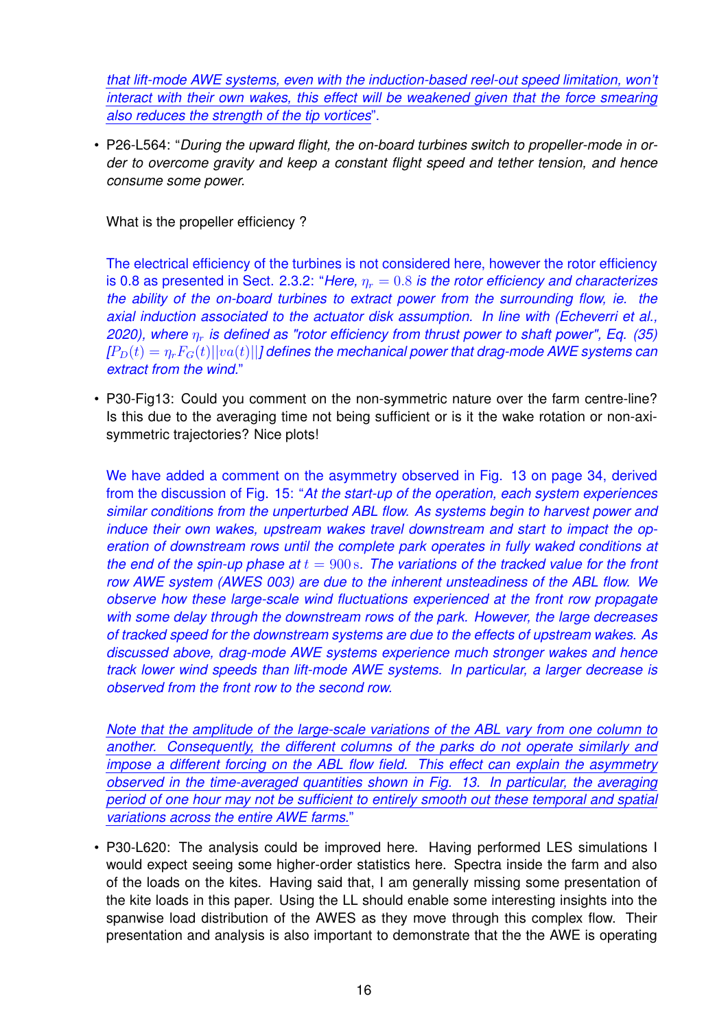*that lift-mode AWE systems, even with the induction-based reel-out speed limitation, won't interact with their own wakes, this effect will be weakened given that the force smearing also reduces the strength of the tip vortices*".

- P26-L564: "*During the upward flight, the on-board turbines switch to propeller-mode in order to overcome gravity and keep a constant flight speed and tether tension, and hence consume some power.*"

  What is the propeller efficiency ?

  The electrical efficiency of the turbines is not considered here, however the rotor efficiency is 0.8 as presented in Sect. 2.3.2: "*Here, $\eta_r = 0.8$ is the rotor efficiency and characterizes the ability of the on-board turbines to extract power from the surrounding flow, ie. the axial induction associated to the actuator disk assumption. In line with (Echeverri et al., 2020), where $\eta_r$ is defined as "rotor efficiency from thrust power to shaft power", Eq. (35) [$P_D(t) = \eta_r F_G(t)||va(t)||$] defines the mechanical power that drag-mode AWE systems can extract from the wind.*"

- P30-Fig13: Could you comment on the non-symmetric nature over the farm centre-line? Is this due to the averaging time not being sufficient or is it the wake rotation or non-axi-symmetric trajectories? Nice plots!

  We have added a comment on the asymmetry observed in Fig. 13 on page 34, derived from the discussion of Fig. 15: "*At the start-up of the operation, each system experiences similar conditions from the unperturbed ABL flow. As systems begin to harvest power and induce their own wakes, upstream wakes travel downstream and start to impact the operation of downstream rows until the complete park operates in fully waked conditions at the end of the spin-up phase at $t = 900\,\mathrm{s}$. The variations of the tracked value for the front row AWE system (AWES 003) are due to the inherent unsteadiness of the ABL flow. We observe how these large-scale wind fluctuations experienced at the front row propagate with some delay through the downstream rows of the park. However, the large decreases of tracked speed for the downstream systems are due to the effects of upstream wakes. As discussed above, drag-mode AWE systems experience much stronger wakes and hence track lower wind speeds than lift-mode AWE systems. In particular, a larger decrease is observed from the front row to the second row.*

  *Note that the amplitude of the large-scale variations of the ABL vary from one column to another. Consequently, the different columns of the parks do not operate similarly and impose a different forcing on the ABL flow field. This effect can explain the asymmetry observed in the time-averaged quantities shown in Fig. 13. In particular, the averaging period of one hour may not be sufficient to entirely smooth out these temporal and spatial variations across the entire AWE farms.*"

- P30-L620: The analysis could be improved here. Having performed LES simulations I would expect seeing some higher-order statistics here. Spectra inside the farm and also of the loads on the kites. Having said that, I am generally missing some presentation of the kite loads in this paper. Using the LL should enable some interesting insights into the spanwise load distribution of the AWES as they move through this complex flow. Their presentation and analysis is also important to demonstrate that the the AWE is operating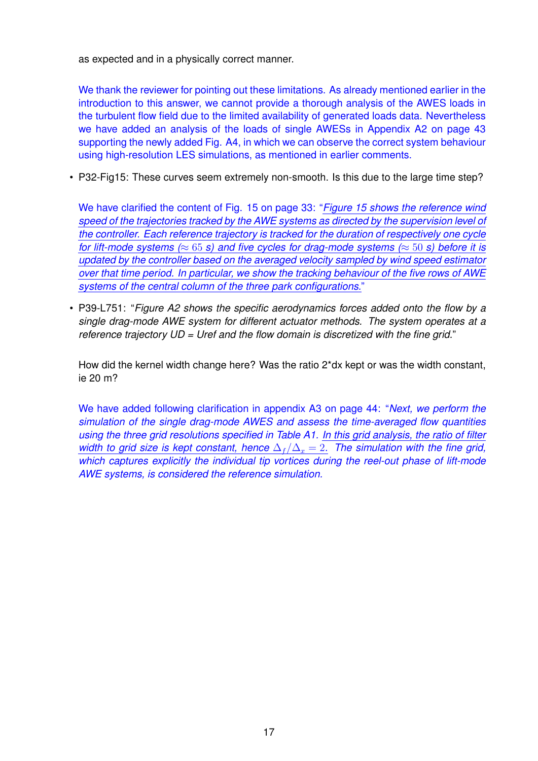as expected and in a physically correct manner.

We thank the reviewer for pointing out these limitations. As already mentioned earlier in the introduction to this answer, we cannot provide a thorough analysis of the AWES loads in the turbulent flow field due to the limited availability of generated loads data. Nevertheless we have added an analysis of the loads of single AWESs in Appendix A2 on page 43 supporting the newly added Fig. A4, in which we can observe the correct system behaviour using high-resolution LES simulations, as mentioned in earlier comments.

- P32-Fig15: These curves seem extremely non-smooth. Is this due to the large time step?

  We have clarified the content of Fig. 15 on page 33: "*Figure 15 shows the reference wind speed of the trajectories tracked by the AWE systems as directed by the supervision level of the controller. Each reference trajectory is tracked for the duration of respectively one cycle for lift-mode systems ($\approx 65$ s) and five cycles for drag-mode systems ($\approx 50$ s) before it is updated by the controller based on the averaged velocity sampled by wind speed estimator over that time period. In particular, we show the tracking behaviour of the five rows of AWE systems of the central column of the three park configurations.*"

- P39-L751: "*Figure A2 shows the specific aerodynamics forces added onto the flow by a single drag-mode AWE system for different actuator methods. The system operates at a reference trajectory UD = Uref and the flow domain is discretized with the fine grid.*"

  How did the kernel width change here? Was the ratio 2*dx kept or was the width constant, ie 20 m?

  We have added following clarification in appendix A3 on page 44: "*Next, we perform the simulation of the single drag-mode AWES and assess the time-averaged flow quantities using the three grid resolutions specified in Table A1. In this grid analysis, the ratio of filter width to grid size is kept constant, hence $\Delta_f/\Delta_x = 2$. The simulation with the fine grid, which captures explicitly the individual tip vortices during the reel-out phase of lift-mode AWE systems, is considered the reference simulation.*